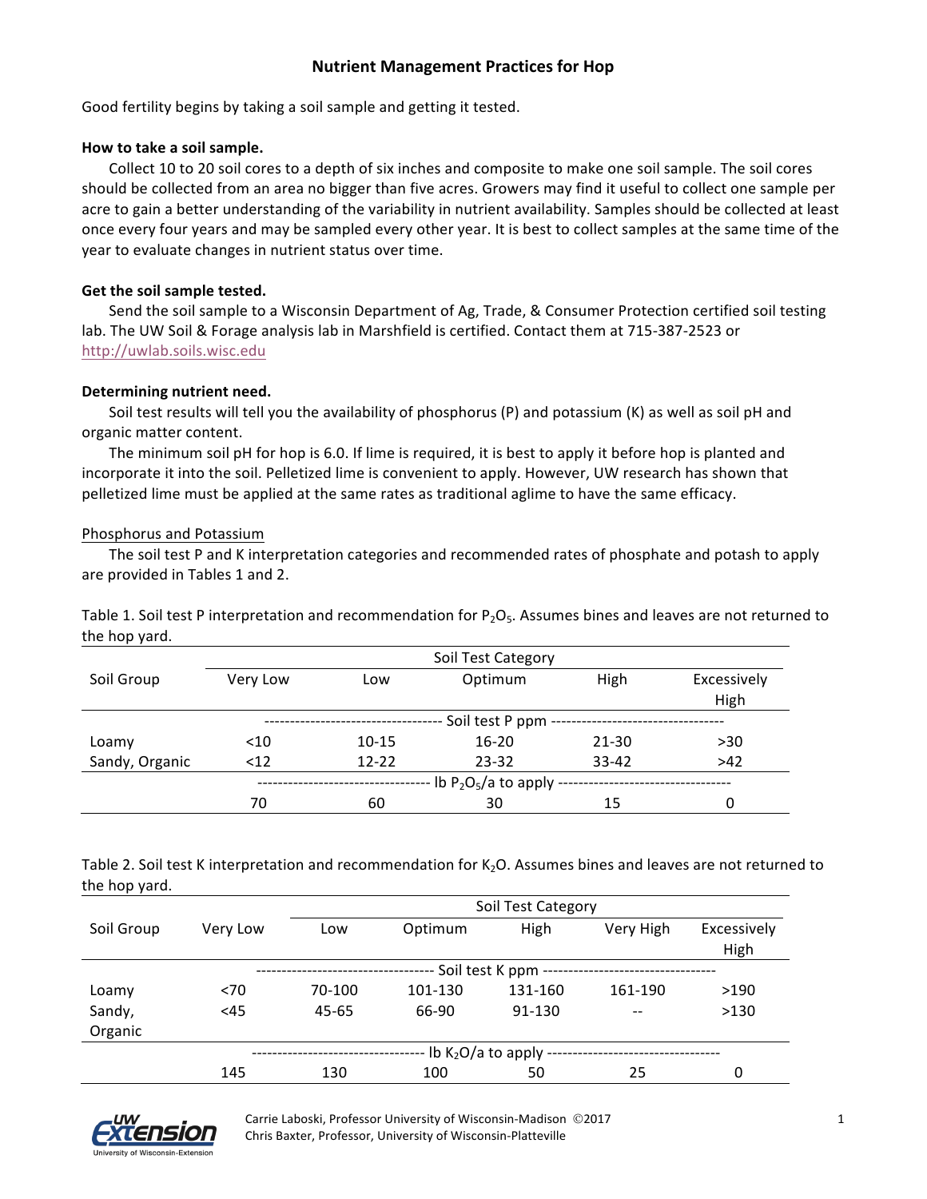# Nutrient Management Practices for Hop

Good fertility begins by taking a soil sample and getting it tested.

**How to take a soil sample.**

Collect 10 to 20 soil cores to a depth of six inches and composite to make one soil sample. The soil cores should be collected from an area no bigger than five acres. Growers may find it useful to collect one sample per acre to gain a better understanding of the variability in nutrient availability. Samples should be collected at least once every four years and may be sampled every other year. It is best to collect samples at the same time of the year to evaluate changes in nutrient status over time.

**Get the soil sample tested.**

Send the soil sample to a Wisconsin Department of Ag, Trade, & Consumer Protection certified soil testing lab. The UW Soil & Forage analysis lab in Marshfield is certified. Contact them at 715-387-2523 or http://uwlab.soils.wisc.edu

**Determining nutrient need.**

Soil test results will tell you the availability of phosphorus (P) and potassium (K) as well as soil pH and organic matter content.

The minimum soil pH for hop is 6.0. If lime is required, it is best to apply it before hop is planted and incorporate it into the soil. Pelletized lime is convenient to apply. However, UW research has shown that pelletized lime must be applied at the same rates as traditional aglime to have the same efficacy.

Phosphorus and Potassium

The soil test P and K interpretation categories and recommended rates of phosphate and potash to apply are provided in Tables 1 and 2.

Table 1. Soil test P interpretation and recommendation for $P_2O_5$. Assumes bines and leaves are not returned to the hop yard.

| Soil Group | Soil Test Category | | | | |
|---|---|---|---|---|---|
| | Very Low | Low | Optimum | High | Excessively High |
| | Soil test P ppm | | | | |
| Loamy | <10 | 10-15 | 16-20 | 21-30 | >30 |
| Sandy, Organic | <12 | 12-22 | 23-32 | 33-42 | >42 |
| | lb $P_2O_5$/a to apply | | | | |
| | 70 | 60 | 30 | 15 | 0 |

Table 2. Soil test K interpretation and recommendation for $K_2O$. Assumes bines and leaves are not returned to the hop yard.

| Soil Group | Very Low | Soil Test Category | | | | |
|---|---|---|---|---|---|---|
| | | Low | Optimum | High | Very High | Excessively High |
| | Soil test K ppm | | | | | |
| Loamy | <70 | 70-100 | 101-130 | 131-160 | 161-190 | >190 |
| Sandy, Organic | <45 | 45-65 | 66-90 | 91-130 | -- | >130 |
| | lb $K_2O$/a to apply | | | | | |
| | 145 | 130 | 100 | 50 | 25 | 0 |

Carrie Laboski, Professor University of Wisconsin-Madison ©2017
Chris Baxter, Professor, University of Wisconsin-Platteville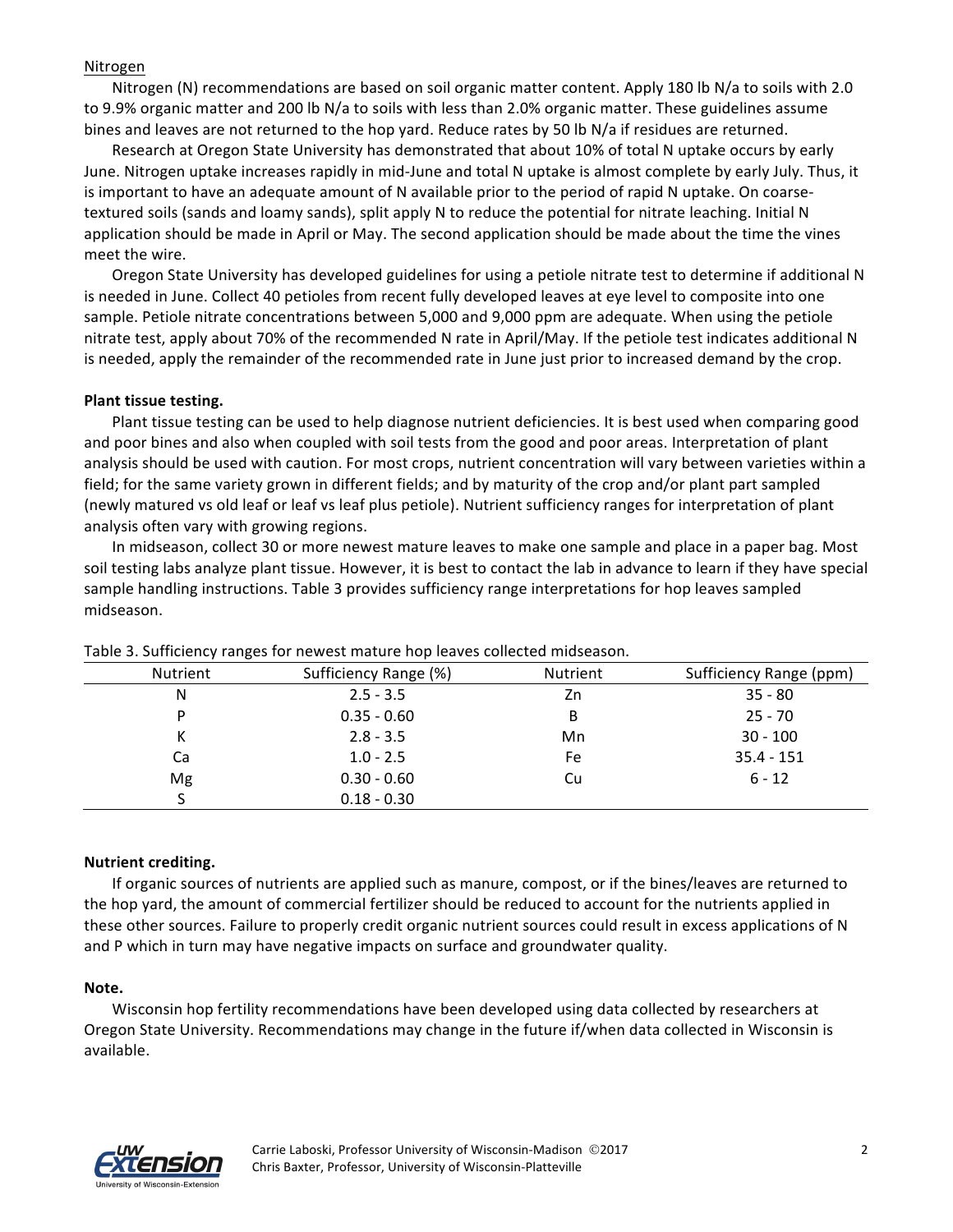Nitrogen

Nitrogen (N) recommendations are based on soil organic matter content. Apply 180 lb N/a to soils with 2.0 to 9.9% organic matter and 200 lb N/a to soils with less than 2.0% organic matter. These guidelines assume bines and leaves are not returned to the hop yard. Reduce rates by 50 lb N/a if residues are returned.

Research at Oregon State University has demonstrated that about 10% of total N uptake occurs by early June. Nitrogen uptake increases rapidly in mid-June and total N uptake is almost complete by early July. Thus, it is important to have an adequate amount of N available prior to the period of rapid N uptake. On coarse-textured soils (sands and loamy sands), split apply N to reduce the potential for nitrate leaching. Initial N application should be made in April or May. The second application should be made about the time the vines meet the wire.

Oregon State University has developed guidelines for using a petiole nitrate test to determine if additional N is needed in June. Collect 40 petioles from recent fully developed leaves at eye level to composite into one sample. Petiole nitrate concentrations between 5,000 and 9,000 ppm are adequate. When using the petiole nitrate test, apply about 70% of the recommended N rate in April/May. If the petiole test indicates additional N is needed, apply the remainder of the recommended rate in June just prior to increased demand by the crop.

**Plant tissue testing.**

Plant tissue testing can be used to help diagnose nutrient deficiencies. It is best used when comparing good and poor bines and also when coupled with soil tests from the good and poor areas. Interpretation of plant analysis should be used with caution. For most crops, nutrient concentration will vary between varieties within a field; for the same variety grown in different fields; and by maturity of the crop and/or plant part sampled (newly matured vs old leaf or leaf vs leaf plus petiole). Nutrient sufficiency ranges for interpretation of plant analysis often vary with growing regions.

In midseason, collect 30 or more newest mature leaves to make one sample and place in a paper bag. Most soil testing labs analyze plant tissue. However, it is best to contact the lab in advance to learn if they have special sample handling instructions. Table 3 provides sufficiency range interpretations for hop leaves sampled midseason.

Table 3. Sufficiency ranges for newest mature hop leaves collected midseason.

| Nutrient | Sufficiency Range (%) | Nutrient | Sufficiency Range (ppm) |
|---|---|---|---|
| N | 2.5 - 3.5 | Zn | 35 - 80 |
| P | 0.35 - 0.60 | B | 25 - 70 |
| K | 2.8 - 3.5 | Mn | 30 - 100 |
| Ca | 1.0 - 2.5 | Fe | 35.4 - 151 |
| Mg | 0.30 - 0.60 | Cu | 6 - 12 |
| S | 0.18 - 0.30 | | |

**Nutrient crediting.**

If organic sources of nutrients are applied such as manure, compost, or if the bines/leaves are returned to the hop yard, the amount of commercial fertilizer should be reduced to account for the nutrients applied in these other sources. Failure to properly credit organic nutrient sources could result in excess applications of N and P which in turn may have negative impacts on surface and groundwater quality.

**Note.**

Wisconsin hop fertility recommendations have been developed using data collected by researchers at Oregon State University. Recommendations may change in the future if/when data collected in Wisconsin is available.

Carrie Laboski, Professor University of Wisconsin-Madison ©2017
Chris Baxter, Professor, University of Wisconsin-Platteville